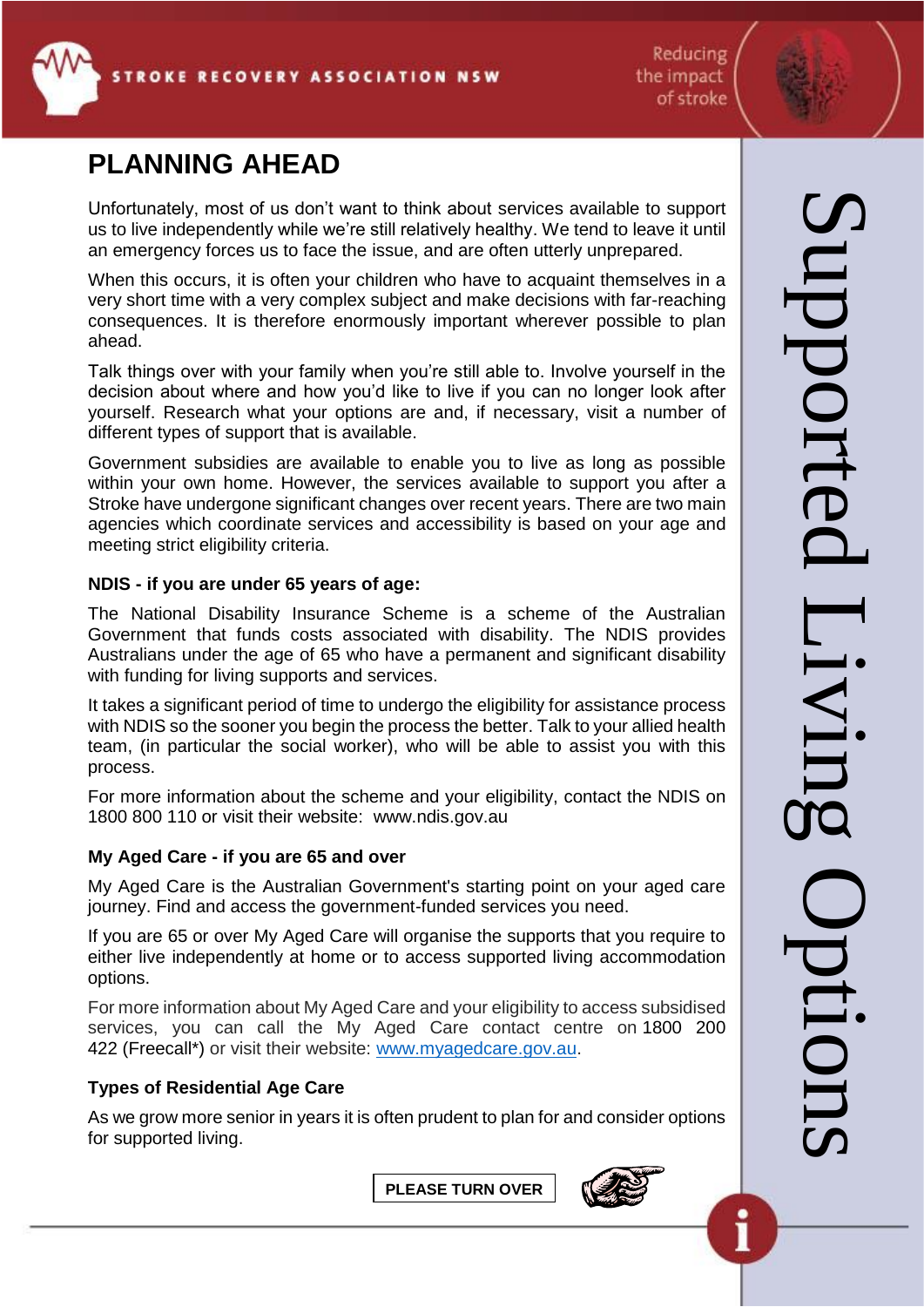# PLANNING AHEAD

Unfortunately, most of us don't want to think about services available to support us to live independently while we're still relatively healthy. We tend to leave it until an emergency forces us to face the issue, and are often utterly unprepared.

When this occurs, it is often your children who have to acquaint themselves in a very short time with a very complex subject and make decisions with far-reaching consequences. It is therefore enormously important wherever possible to plan ahead.

Talk things over with your family when you're still able to. Involve yourself in the decision about where and how you'd like to live if you can no longer look after yourself. Research what your options are and, if necessary, visit a number of different types of support that is available.

Government subsidies are available to enable you to live as long as possible within your own home. However, the services available to support you after a Stroke have undergone significant changes over recent years. There are two main agencies which coordinate services and accessibility is based on your age and meeting strict eligibility criteria.

### NDIS - if you are under 65 years of age:

The National Disability Insurance Scheme is a scheme of the Australian Government that funds costs associated with disability. The NDIS provides Australians under the age of 65 who have a permanent and significant disability with funding for living supports and services.

It takes a significant period of time to undergo the eligibility for assistance process with NDIS so the sooner you begin the process the better. Talk to your allied health team, (in particular the social worker), who will be able to assist you with this process.

For more information about the scheme and your eligibility, contact the NDIS on 1800 800 110 or visit their website: www.ndis.gov.au

### My Aged Care - if you are 65 and over

My Aged Care is the Australian Government's starting point on your aged care journey. Find and access the government-funded services you need.

If you are 65 or over My Aged Care will organise the supports that you require to either live independently at home or to access supported living accommodation options.

For more information about My Aged Care and your eligibility to access subsidised services, you can call the My Aged Care contact centre on 1800 200 422 (Freecall*) or visit their website: www.myagedcare.gov.au.

### Types of Residential Age Care

As we grow more senior in years it is often prudent to plan for and consider options for supported living.

**PLEASE TURN OVER**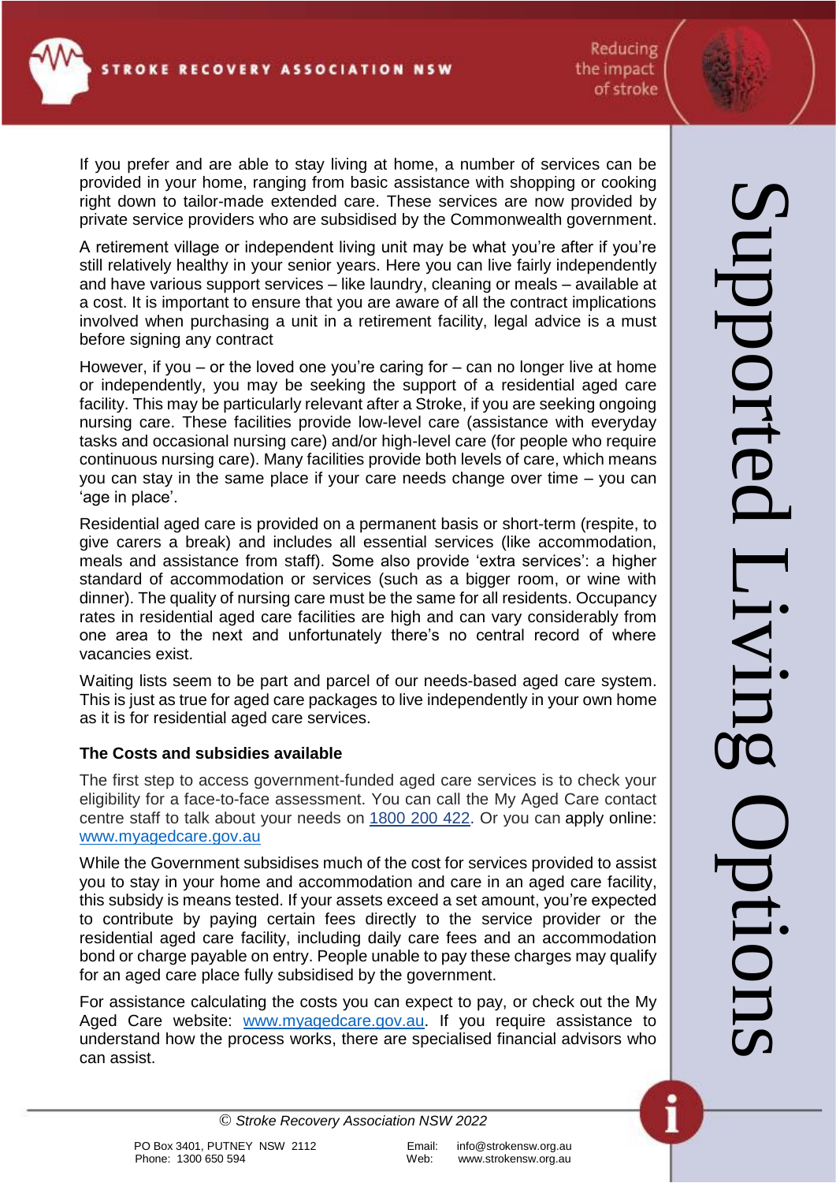# Supported Living Options

If you prefer and are able to stay living at home, a number of services can be provided in your home, ranging from basic assistance with shopping or cooking right down to tailor-made extended care. These services are now provided by private service providers who are subsidised by the Commonwealth government.

A retirement village or independent living unit may be what you're after if you're still relatively healthy in your senior years. Here you can live fairly independently and have various support services – like laundry, cleaning or meals – available at a cost. It is important to ensure that you are aware of all the contract implications involved when purchasing a unit in a retirement facility, legal advice is a must before signing any contract

However, if you – or the loved one you're caring for – can no longer live at home or independently, you may be seeking the support of a residential aged care facility. This may be particularly relevant after a Stroke, if you are seeking ongoing nursing care. These facilities provide low-level care (assistance with everyday tasks and occasional nursing care) and/or high-level care (for people who require continuous nursing care). Many facilities provide both levels of care, which means you can stay in the same place if your care needs change over time – you can 'age in place'.

Residential aged care is provided on a permanent basis or short-term (respite, to give carers a break) and includes all essential services (like accommodation, meals and assistance from staff). Some also provide 'extra services': a higher standard of accommodation or services (such as a bigger room, or wine with dinner). The quality of nursing care must be the same for all residents. Occupancy rates in residential aged care facilities are high and can vary considerably from one area to the next and unfortunately there's no central record of where vacancies exist.

Waiting lists seem to be part and parcel of our needs-based aged care system. This is just as true for aged care packages to live independently in your own home as it is for residential aged care services.

**The Costs and subsidies available**

The first step to access government-funded aged care services is to check your eligibility for a face-to-face assessment. You can call the My Aged Care contact centre staff to talk about your needs on [1800 200 422](tel:1800200422). Or you can apply online: [www.myagedcare.gov.au](http://www.myagedcare.gov.au)

While the Government subsidises much of the cost for services provided to assist you to stay in your home and accommodation and care in an aged care facility, this subsidy is means tested. If your assets exceed a set amount, you're expected to contribute by paying certain fees directly to the service provider or the residential aged care facility, including daily care fees and an accommodation bond or charge payable on entry. People unable to pay these charges may qualify for an aged care place fully subsidised by the government.

For assistance calculating the costs you can expect to pay, or check out the My Aged Care website: [www.myagedcare.gov.au](http://www.myagedcare.gov.au). If you require assistance to understand how the process works, there are specialised financial advisors who can assist.

*© Stroke Recovery Association NSW 2022*

PO Box 3401, PUTNEY NSW 2112
Phone: 1300 650 594

Email: info@strokensw.org.au
Web: www.strokensw.org.au